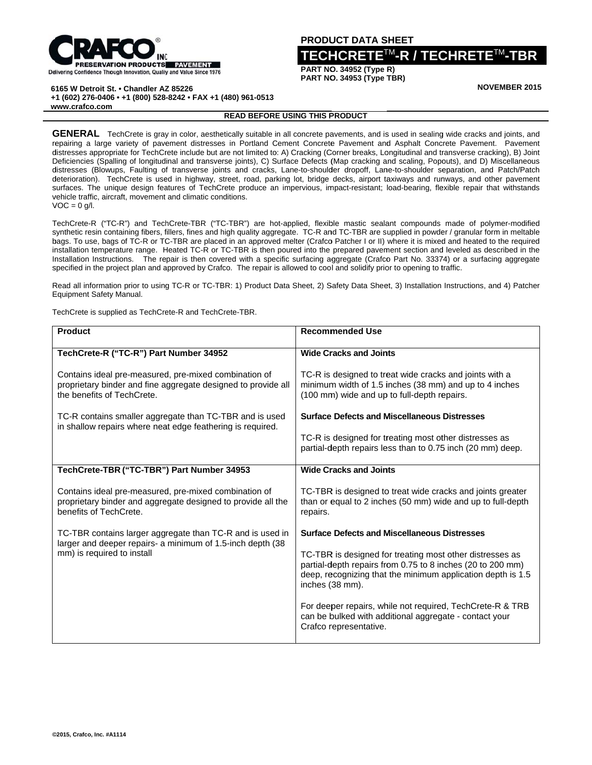**CRAFCO® INC**
PRESERVATION PRODUCTS | PAVEMENT
Delivering Confidence Though Innovation, Quality and Value Since 1976

**6165 W Detroit St. • Chandler AZ 85226**
**+1 (602) 276-0406 • +1 (800) 528-8242 • FAX +1 (480) 961-0513**
**www.crafco.com**

**PRODUCT DATA SHEET**

# TECHCRETE™-R / TECHRETE™-TBR

**PART NO. 34952 (Type R)**
**PART NO. 34953 (Type TBR)**

**NOVEMBER 2015**

**READ BEFORE USING THIS PRODUCT**

**GENERAL** TechCrete is gray in color, aesthetically suitable in all concrete pavements, and is used in sealing wide cracks and joints, and repairing a large variety of pavement distresses in Portland Cement Concrete Pavement and Asphalt Concrete Pavement. Pavement distresses appropriate for TechCrete include but are not limited to: A) Cracking (Corner breaks, Longitudinal and transverse cracking), B) Joint Deficiencies (Spalling of longitudinal and transverse joints), C) Surface Defects (Map cracking and scaling, Popouts), and D) Miscellaneous distresses (Blowups, Faulting of transverse joints and cracks, Lane-to-shoulder dropoff, Lane-to-shoulder separation, and Patch/Patch deterioration). TechCrete is used in highway, street, road, parking lot, bridge decks, airport taxiways and runways, and other pavement surfaces. The unique design features of TechCrete produce an impervious, impact-resistant; load-bearing, flexible repair that withstands vehicle traffic, aircraft, movement and climatic conditions.
VOC = 0 g/l.

TechCrete-R ("TC-R") and TechCrete-TBR ("TC-TBR") are hot-applied, flexible mastic sealant compounds made of polymer-modified synthetic resin containing fibers, fillers, fines and high quality aggregate. TC-R and TC-TBR are supplied in powder / granular form in meltable bags. To use, bags of TC-R or TC-TBR are placed in an approved melter (Crafco Patcher I or II) where it is mixed and heated to the required installation temperature range. Heated TC-R or TC-TBR is then poured into the prepared pavement section and leveled as described in the Installation Instructions. The repair is then covered with a specific surfacing aggregate (Crafco Part No. 33374) or a surfacing aggregate specified in the project plan and approved by Crafco. The repair is allowed to cool and solidify prior to opening to traffic.

Read all information prior to using TC-R or TC-TBR: 1) Product Data Sheet, 2) Safety Data Sheet, 3) Installation Instructions, and 4) Patcher Equipment Safety Manual.

TechCrete is supplied as TechCrete-R and TechCrete-TBR.

| Product | Recommended Use |
|---|---|
| **TechCrete-R ("TC-R") Part Number 34952**<br><br>Contains ideal pre-measured, pre-mixed combination of proprietary binder and fine aggregate designed to provide all the benefits of TechCrete.<br><br>TC-R contains smaller aggregate than TC-TBR and is used in shallow repairs where neat edge feathering is required. | **Wide Cracks and Joints**<br><br>TC-R is designed to treat wide cracks and joints with a minimum width of 1.5 inches (38 mm) and up to 4 inches (100 mm) wide and up to full-depth repairs.<br><br>**Surface Defects and Miscellaneous Distresses**<br><br>TC-R is designed for treating most other distresses as partial-depth repairs less than to 0.75 inch (20 mm) deep. |
| **TechCrete-TBR ("TC-TBR") Part Number 34953**<br><br>Contains ideal pre-measured, pre-mixed combination of proprietary binder and aggregate designed to provide all the benefits of TechCrete.<br><br>TC-TBR contains larger aggregate than TC-R and is used in larger and deeper repairs- a minimum of 1.5-inch depth (38 mm) is required to install | **Wide Cracks and Joints**<br><br>TC-TBR is designed to treat wide cracks and joints greater than or equal to 2 inches (50 mm) wide and up to full-depth repairs.<br><br>**Surface Defects and Miscellaneous Distresses**<br><br>TC-TBR is designed for treating most other distresses as partial-depth repairs from 0.75 to 8 inches (20 to 200 mm) deep, recognizing that the minimum application depth is 1.5 inches (38 mm).<br><br>For deeper repairs, while not required, TechCrete-R & TRB can be bulked with additional aggregate - contact your Crafco representative. |

©2015, Crafco, Inc. #A1114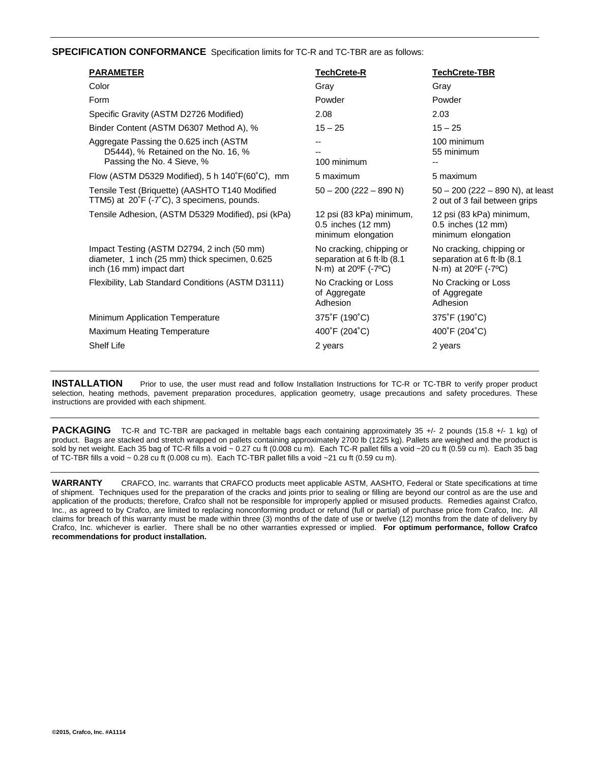**SPECIFICATION CONFORMANCE** Specification limits for TC-R and TC-TBR are as follows:

| **PARAMETER** | **TechCrete-R** | **TechCrete-TBR** |
|---|---|---|
| Color | Gray | Gray |
| Form | Powder | Powder |
| Specific Gravity (ASTM D2726 Modified) | 2.08 | 2.03 |
| Binder Content (ASTM D6307 Method A), % | 15 – 25 | 15 – 25 |
| Aggregate Passing the 0.625 inch (ASTM D5444), % | -- | 100 minimum |
| Retained on the No. 16, % | -- | 55 minimum |
| Passing the No. 4 Sieve, % | 100 minimum | -- |
| Flow (ASTM D5329 Modified), 5 h 140˚F(60˚C), mm | 5 maximum | 5 maximum |
| Tensile Test (Briquette) (AASHTO T140 Modified TTM5) at 20˚F (-7˚C), 3 specimens, pounds. | 50 – 200 (222 – 890 N) | 50 – 200 (222 – 890 N), at least 2 out of 3 fail between grips |
| Tensile Adhesion, (ASTM D5329 Modified), psi (kPa) | 12 psi (83 kPa) minimum, 0.5 inches (12 mm) minimum elongation | 12 psi (83 kPa) minimum, 0.5 inches (12 mm) minimum elongation |
| Impact Testing (ASTM D2794, 2 inch (50 mm) diameter, 1 inch (25 mm) thick specimen, 0.625 inch (16 mm) impact dart | No cracking, chipping or separation at 6 ft·lb (8.1 N·m) at 20ºF (-7ºC) | No cracking, chipping or separation at 6 ft·lb (8.1 N·m) at 20ºF (-7ºC) |
| Flexibility, Lab Standard Conditions (ASTM D3111) | No Cracking or Loss of Aggregate Adhesion | No Cracking or Loss of Aggregate Adhesion |
| Minimum Application Temperature | 375˚F (190˚C) | 375˚F (190˚C) |
| Maximum Heating Temperature | 400˚F (204˚C) | 400˚F (204˚C) |
| Shelf Life | 2 years | 2 years |

**INSTALLATION** Prior to use, the user must read and follow Installation Instructions for TC-R or TC-TBR to verify proper product selection, heating methods, pavement preparation procedures, application geometry, usage precautions and safety procedures. These instructions are provided with each shipment.

**PACKAGING** TC-R and TC-TBR are packaged in meltable bags each containing approximately 35 +/- 2 pounds (15.8 +/- 1 kg) of product. Bags are stacked and stretch wrapped on pallets containing approximately 2700 lb (1225 kg). Pallets are weighed and the product is sold by net weight. Each 35 bag of TC-R fills a void ~ 0.27 cu ft (0.008 cu m). Each TC-R pallet fills a void ~20 cu ft (0.59 cu m). Each 35 bag of TC-TBR fills a void ~ 0.28 cu ft (0.008 cu m). Each TC-TBR pallet fills a void ~21 cu ft (0.59 cu m).

**WARRANTY** CRAFCO, Inc. warrants that CRAFCO products meet applicable ASTM, AASHTO, Federal or State specifications at time of shipment. Techniques used for the preparation of the cracks and joints prior to sealing or filling are beyond our control as are the use and application of the products; therefore, Crafco shall not be responsible for improperly applied or misused products. Remedies against Crafco, Inc., as agreed to by Crafco, are limited to replacing nonconforming product or refund (full or partial) of purchase price from Crafco, Inc. All claims for breach of this warranty must be made within three (3) months of the date of use or twelve (12) months from the date of delivery by Crafco, Inc. whichever is earlier. There shall be no other warranties expressed or implied. **For optimum performance, follow Crafco recommendations for product installation.**

©2015, Crafco, Inc. #A1114